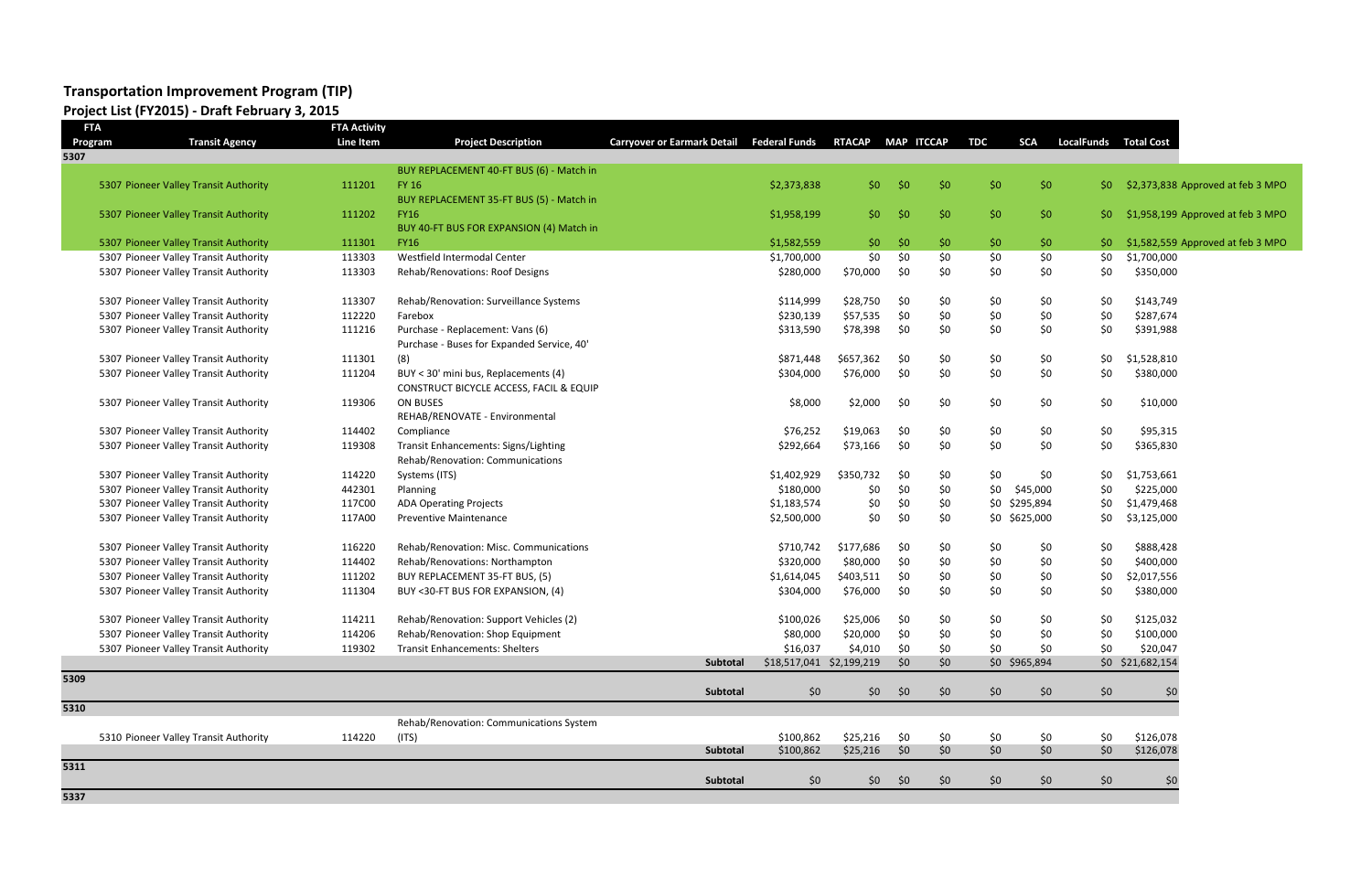# Transportation Improvement Program (TIP)

## Project List (FY2015) - Draft February 3, 2015

| FTA Program | Transit Agency | FTA Activity Line Item | Project Description | Carryover or Earmark Detail | Federal Funds | RTACAP | MAP | ITCCAP | TDC | SCA | LocalFunds | Total Cost | |
|---|---|---|---|---|---|---|---|---|---|---|---|---|---|
| **5307** | | | | | | | | | | | | | |
| 5307 | Pioneer Valley Transit Authority | 111201 | BUY REPLACEMENT 40-FT BUS (6) - Match in FY 16 | | $2,373,838 | $0 | $0 | $0 | $0 | $0 | $0 | $2,373,838 | Approved at feb 3 MPO |
| 5307 | Pioneer Valley Transit Authority | 111202 | BUY REPLACEMENT 35-FT BUS (5) - Match in FY16 | | $1,958,199 | $0 | $0 | $0 | $0 | $0 | $0 | $1,958,199 | Approved at feb 3 MPO |
| 5307 | Pioneer Valley Transit Authority | 111301 | BUY 40-FT BUS FOR EXPANSION (4) Match in FY16 | | $1,582,559 | $0 | $0 | $0 | $0 | $0 | $0 | $1,582,559 | Approved at feb 3 MPO |
| 5307 | Pioneer Valley Transit Authority | 113303 | Westfield Intermodal Center | | $1,700,000 | $0 | $0 | $0 | $0 | $0 | $0 | $1,700,000 | |
| 5307 | Pioneer Valley Transit Authority | 113303 | Rehab/Renovations: Roof Designs | | $280,000 | $70,000 | $0 | $0 | $0 | $0 | $0 | $350,000 | |
| 5307 | Pioneer Valley Transit Authority | 113307 | Rehab/Renovation: Surveillance Systems | | $114,999 | $28,750 | $0 | $0 | $0 | $0 | $0 | $143,749 | |
| 5307 | Pioneer Valley Transit Authority | 112220 | Farebox | | $230,139 | $57,535 | $0 | $0 | $0 | $0 | $0 | $287,674 | |
| 5307 | Pioneer Valley Transit Authority | 111216 | Purchase - Replacement: Vans (6) | | $313,590 | $78,398 | $0 | $0 | $0 | $0 | $0 | $391,988 | |
| 5307 | Pioneer Valley Transit Authority | 111301 | Purchase - Buses for Expanded Service, 40' (8) | | $871,448 | $657,362 | $0 | $0 | $0 | $0 | $0 | $1,528,810 | |
| 5307 | Pioneer Valley Transit Authority | 111204 | BUY < 30' mini bus, Replacements (4) | | $304,000 | $76,000 | $0 | $0 | $0 | $0 | $0 | $380,000 | |
| 5307 | Pioneer Valley Transit Authority | 119306 | CONSTRUCT BICYCLE ACCESS, FACIL & EQUIP ON BUSES | | $8,000 | $2,000 | $0 | $0 | $0 | $0 | $0 | $10,000 | |
| 5307 | Pioneer Valley Transit Authority | 114402 | REHAB/RENOVATE - Environmental Compliance | | $76,252 | $19,063 | $0 | $0 | $0 | $0 | $0 | $95,315 | |
| 5307 | Pioneer Valley Transit Authority | 119308 | Transit Enhancements: Signs/Lighting | | $292,664 | $73,166 | $0 | $0 | $0 | $0 | $0 | $365,830 | |
| 5307 | Pioneer Valley Transit Authority | 114220 | Rehab/Renovation: Communications Systems (ITS) | | $1,402,929 | $350,732 | $0 | $0 | $0 | $0 | $0 | $1,753,661 | |
| 5307 | Pioneer Valley Transit Authority | 442301 | Planning | | $180,000 | $0 | $0 | $0 | $0 | $45,000 | $0 | $225,000 | |
| 5307 | Pioneer Valley Transit Authority | 117C00 | ADA Operating Projects | | $1,183,574 | $0 | $0 | $0 | $0 | $295,894 | $0 | $1,479,468 | |
| 5307 | Pioneer Valley Transit Authority | 117A00 | Preventive Maintenance | | $2,500,000 | $0 | $0 | $0 | $0 | $625,000 | $0 | $3,125,000 | |
| 5307 | Pioneer Valley Transit Authority | 116220 | Rehab/Renovation: Misc. Communications | | $710,742 | $177,686 | $0 | $0 | $0 | $0 | $0 | $888,428 | |
| 5307 | Pioneer Valley Transit Authority | 114402 | Rehab/Renovations: Northampton | | $320,000 | $80,000 | $0 | $0 | $0 | $0 | $0 | $400,000 | |
| 5307 | Pioneer Valley Transit Authority | 111202 | BUY REPLACEMENT 35-FT BUS, (5) | | $1,614,045 | $403,511 | $0 | $0 | $0 | $0 | $0 | $2,017,556 | |
| 5307 | Pioneer Valley Transit Authority | 111304 | BUY <30-FT BUS FOR EXPANSION, (4) | | $304,000 | $76,000 | $0 | $0 | $0 | $0 | $0 | $380,000 | |
| 5307 | Pioneer Valley Transit Authority | 114211 | Rehab/Renovation: Support Vehicles (2) | | $100,026 | $25,006 | $0 | $0 | $0 | $0 | $0 | $125,032 | |
| 5307 | Pioneer Valley Transit Authority | 114206 | Rehab/Renovation: Shop Equipment | | $80,000 | $20,000 | $0 | $0 | $0 | $0 | $0 | $100,000 | |
| 5307 | Pioneer Valley Transit Authority | 119302 | Transit Enhancements: Shelters | | $16,037 | $4,010 | $0 | $0 | $0 | $0 | $0 | $20,047 | |
| | | | | **Subtotal** | $18,517,041 | $2,199,219 | $0 | $0 | $0 | $965,894 | $0 | $21,682,154 | |
| **5309** | | | | | | | | | | | | | |
| | | | | **Subtotal** | $0 | $0 | $0 | $0 | $0 | $0 | $0 | $0 | |
| **5310** | | | | | | | | | | | | | |
| 5310 | Pioneer Valley Transit Authority | 114220 | Rehab/Renovation: Communications System (ITS) | | $100,862 | $25,216 | $0 | $0 | $0 | $0 | $0 | $126,078 | |
| | | | | **Subtotal** | $100,862 | $25,216 | $0 | $0 | $0 | $0 | $0 | $126,078 | |
| **5311** | | | | | | | | | | | | | |
| | | | | **Subtotal** | $0 | $0 | $0 | $0 | $0 | $0 | $0 | $0 | |
| **5337** | | | | | | | | | | | | | |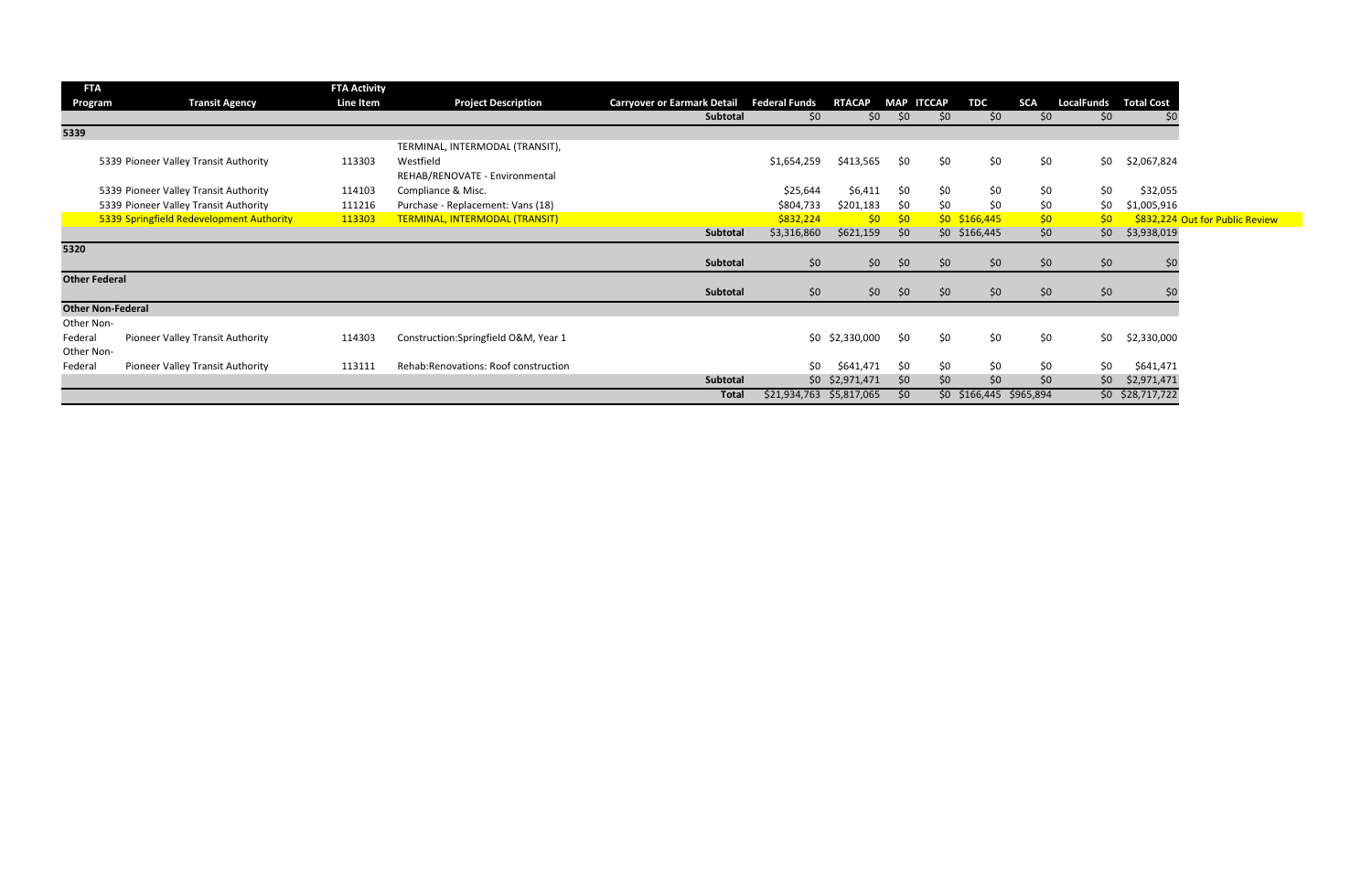| FTA Program | Transit Agency | FTA Activity Line Item | Project Description | Carryover or Earmark Detail | Federal Funds | RTACAP | MAP | ITCCAP | TDC | SCA | LocalFunds | Total Cost | |
|---|---|---|---|---|---|---|---|---|---|---|---|---|---|
| | | | | Subtotal | $0 | $0 | $0 | $0 | $0 | $0 | $0 | $0 | |
| **5339** | | | | | | | | | | | | | |
| 5339 | Pioneer Valley Transit Authority | 113303 | TERMINAL, INTERMODAL (TRANSIT), Westfield | | $1,654,259 | $413,565 | $0 | $0 | $0 | $0 | $0 | $2,067,824 | |
| 5339 | Pioneer Valley Transit Authority | 114103 | REHAB/RENOVATE - Environmental Compliance & Misc. | | $25,644 | $6,411 | $0 | $0 | $0 | $0 | $0 | $32,055 | |
| 5339 | Pioneer Valley Transit Authority | 111216 | Purchase - Replacement: Vans (18) | | $804,733 | $201,183 | $0 | $0 | $0 | $0 | $0 | $1,005,916 | |
| 5339 | Springfield Redevelopment Authority | 113303 | TERMINAL, INTERMODAL (TRANSIT) | | $832,224 | $0 | $0 | $0 | $166,445 | $0 | $0 | $832,224 | Out for Public Review |
| | | | | Subtotal | $3,316,860 | $621,159 | $0 | $0 | $166,445 | $0 | $0 | $3,938,019 | |
| **5320** | | | | | | | | | | | | | |
| | | | | Subtotal | $0 | $0 | $0 | $0 | $0 | $0 | $0 | $0 | |
| **Other Federal** | | | | | | | | | | | | | |
| | | | | Subtotal | $0 | $0 | $0 | $0 | $0 | $0 | $0 | $0 | |
| **Other Non-Federal** | | | | | | | | | | | | | |
| Other Non-Federal | Pioneer Valley Transit Authority | 114303 | Construction:Springfield O&M, Year 1 | | $0 | $2,330,000 | $0 | $0 | $0 | $0 | $0 | $2,330,000 | |
| Other Non-Federal | Pioneer Valley Transit Authority | 113111 | Rehab:Renovations: Roof construction | | $0 | $641,471 | $0 | $0 | $0 | $0 | $0 | $641,471 | |
| | | | | Subtotal | $0 | $2,971,471 | $0 | $0 | $0 | $0 | $0 | $2,971,471 | |
| | | | | Total | $21,934,763 | $5,817,065 | $0 | $0 | $166,445 | $965,894 | $0 | $28,717,722 | |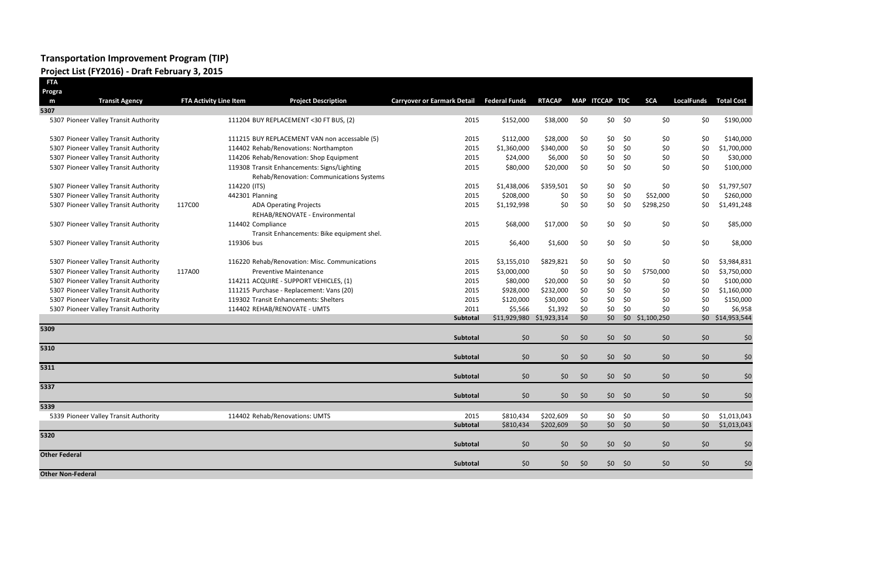# Transportation Improvement Program (TIP)

## Project List (FY2016) - Draft February 3, 2015

| FTA Program | Transit Agency | FTA Activity Line Item | Project Description | Carryover or Earmark Detail | Federal Funds | RTACAP | MAP | ITCCAP | TDC | SCA | LocalFunds | Total Cost |
|---|---|---|---|---|---|---|---|---|---|---|---|---|
| **5307** | | | | | | | | | | | | |
| 5307 | Pioneer Valley Transit Authority | | 111204 BUY REPLACEMENT <30 FT BUS, (2) | 2015 | $152,000 | $38,000 | $0 | $0 | $0 | $0 | $0 | $190,000 |
| 5307 | Pioneer Valley Transit Authority | | 111215 BUY REPLACEMENT VAN non accessable (5) | 2015 | $112,000 | $28,000 | $0 | $0 | $0 | $0 | $0 | $140,000 |
| 5307 | Pioneer Valley Transit Authority | | 114402 Rehab/Renovations: Northampton | 2015 | $1,360,000 | $340,000 | $0 | $0 | $0 | $0 | $0 | $1,700,000 |
| 5307 | Pioneer Valley Transit Authority | | 114206 Rehab/Renovation: Shop Equipment | 2015 | $24,000 | $6,000 | $0 | $0 | $0 | $0 | $0 | $30,000 |
| 5307 | Pioneer Valley Transit Authority | | 119308 Transit Enhancements: Signs/Lighting | 2015 | $80,000 | $20,000 | $0 | $0 | $0 | $0 | $0 | $100,000 |
| 5307 | Pioneer Valley Transit Authority | | 114220 Rehab/Renovation: Communications Systems (ITS) | 2015 | $1,438,006 | $359,501 | $0 | $0 | $0 | $0 | $0 | $1,797,507 |
| 5307 | Pioneer Valley Transit Authority | | 442301 Planning | 2015 | $208,000 | $0 | $0 | $0 | $0 | $52,000 | $0 | $260,000 |
| 5307 | Pioneer Valley Transit Authority | 117C00 | ADA Operating Projects | 2015 | $1,192,998 | $0 | $0 | $0 | $0 | $298,250 | $0 | $1,491,248 |
| 5307 | Pioneer Valley Transit Authority | | 114402 REHAB/RENOVATE - Environmental Compliance | 2015 | $68,000 | $17,000 | $0 | $0 | $0 | $0 | $0 | $85,000 |
| 5307 | Pioneer Valley Transit Authority | | 119306 Transit Enhancements: Bike equipment shel. bus | 2015 | $6,400 | $1,600 | $0 | $0 | $0 | $0 | $0 | $8,000 |
| 5307 | Pioneer Valley Transit Authority | | 116220 Rehab/Renovation: Misc. Communications | 2015 | $3,155,010 | $829,821 | $0 | $0 | $0 | $0 | $0 | $3,984,831 |
| 5307 | Pioneer Valley Transit Authority | 117A00 | Preventive Maintenance | 2015 | $3,000,000 | $0 | $0 | $0 | $0 | $750,000 | $0 | $3,750,000 |
| 5307 | Pioneer Valley Transit Authority | | 114211 ACQUIRE - SUPPORT VEHICLES, (1) | 2015 | $80,000 | $20,000 | $0 | $0 | $0 | $0 | $0 | $100,000 |
| 5307 | Pioneer Valley Transit Authority | | 111215 Purchase - Replacement: Vans (20) | 2015 | $928,000 | $232,000 | $0 | $0 | $0 | $0 | $0 | $1,160,000 |
| 5307 | Pioneer Valley Transit Authority | | 119302 Transit Enhancements: Shelters | 2015 | $120,000 | $30,000 | $0 | $0 | $0 | $0 | $0 | $150,000 |
| 5307 | Pioneer Valley Transit Authority | | 114402 REHAB/RENOVATE - UMTS | 2011 | $5,566 | $1,392 | $0 | $0 | $0 | $0 | $0 | $6,958 |
| | | | | **Subtotal** | $11,929,980 | $1,923,314 | $0 | $0 | $0 | $1,100,250 | $0 | $14,953,544 |
| **5309** | | | | | | | | | | | | |
| | | | | **Subtotal** | $0 | $0 | $0 | $0 | $0 | $0 | $0 | $0 |
| **5310** | | | | | | | | | | | | |
| | | | | **Subtotal** | $0 | $0 | $0 | $0 | $0 | $0 | $0 | $0 |
| **5311** | | | | | | | | | | | | |
| | | | | **Subtotal** | $0 | $0 | $0 | $0 | $0 | $0 | $0 | $0 |
| **5337** | | | | | | | | | | | | |
| | | | | **Subtotal** | $0 | $0 | $0 | $0 | $0 | $0 | $0 | $0 |
| **5339** | | | | | | | | | | | | |
| 5339 | Pioneer Valley Transit Authority | | 114402 Rehab/Renovations: UMTS | 2015 | $810,434 | $202,609 | $0 | $0 | $0 | $0 | $0 | $1,013,043 |
| | | | | **Subtotal** | $810,434 | $202,609 | $0 | $0 | $0 | $0 | $0 | $1,013,043 |
| **5320** | | | | | | | | | | | | |
| | | | | **Subtotal** | $0 | $0 | $0 | $0 | $0 | $0 | $0 | $0 |
| **Other Federal** | | | | | | | | | | | | |
| | | | | **Subtotal** | $0 | $0 | $0 | $0 | $0 | $0 | $0 | $0 |
| **Other Non-Federal** | | | | | | | | | | | | |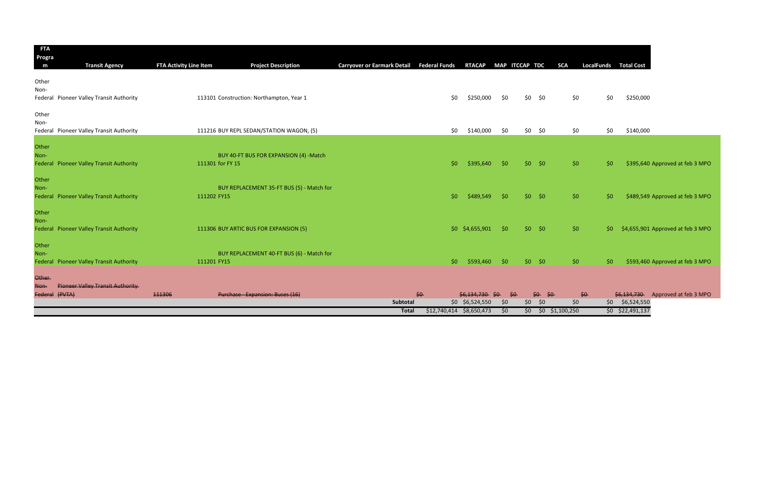| FTA Program | Transit Agency | FTA Activity Line Item | Project Description | Carryover or Earmark Detail | Federal Funds | RTACAP | MAP | ITCCAP | TDC | SCA | LocalFunds | Total Cost | |
|---|---|---|---|---|---|---|---|---|---|---|---|---|---|
| Other Non-Federal | Pioneer Valley Transit Authority | 113101 | Construction: Northampton, Year 1 | | $0 | $250,000 | $0 | $0 | $0 | $0 | $0 | $250,000 | |
| Other Non-Federal | Pioneer Valley Transit Authority | 111216 | BUY REPL SEDAN/STATION WAGON, (5) | | $0 | $140,000 | $0 | $0 | $0 | $0 | $0 | $140,000 | |
| Other Non-Federal | Pioneer Valley Transit Authority | 111301 | BUY 40-FT BUS FOR EXPANSION (4) -Match for FY 15 | | $0 | $395,640 | $0 | $0 | $0 | $0 | $0 | $395,640 | Approved at feb 3 MPO |
| Other Non-Federal | Pioneer Valley Transit Authority | 111202 | BUY REPLACEMENT 35-FT BUS (5) - Match for FY15 | | $0 | $489,549 | $0 | $0 | $0 | $0 | $0 | $489,549 | Approved at feb 3 MPO |
| Other Non-Federal | Pioneer Valley Transit Authority | 111306 | BUY ARTIC BUS FOR EXPANSION (5) | | $0 | $4,655,901 | $0 | $0 | $0 | $0 | $0 | $4,655,901 | Approved at feb 3 MPO |
| Other Non-Federal | Pioneer Valley Transit Authority | 111201 | BUY REPLACEMENT 40-FT BUS (6) - Match for FY15 | | $0 | $593,460 | $0 | $0 | $0 | $0 | $0 | $593,460 | Approved at feb 3 MPO |
| ~~Other Non-Federal~~ | ~~Pioneer Valley Transit Authority (PVTA)~~ | ~~111306~~ | ~~Purchase - Expansion: Buses (16)~~ | | ~~$0~~ | ~~$6,134,730~~ | ~~$0~~ | ~~$0~~ | ~~$0~~ | ~~$0~~ | ~~$0~~ | ~~$6,134,730~~ | Approved at feb 3 MPO |
| | | | | **Subtotal** | $0 | $6,524,550 | $0 | $0 | $0 | $0 | $0 | $6,524,550 | |
| | | | | **Total** | $12,740,414 | $8,650,473 | $0 | $0 | $0 | $1,100,250 | $0 | $22,491,137 | |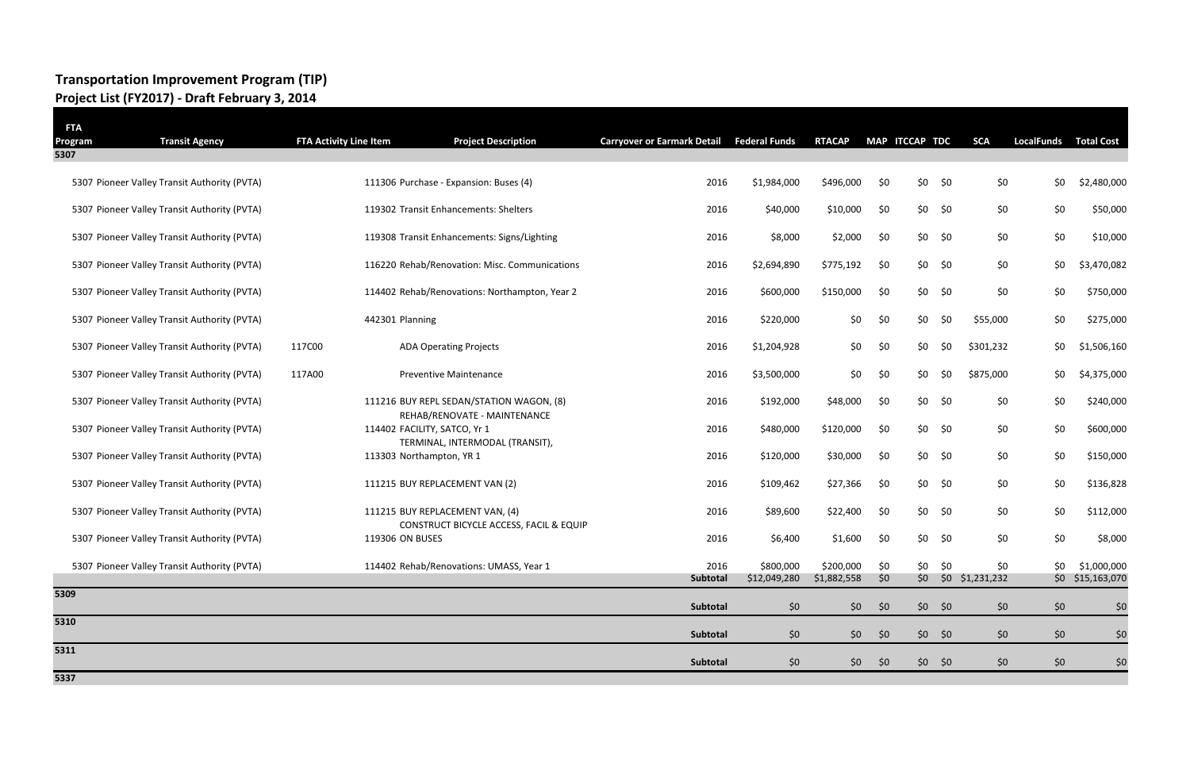# Transportation Improvement Program (TIP)

## Project List (FY2017) - Draft February 3, 2014

| FTA Program | Transit Agency | FTA Activity Line Item | Project Description | Carryover or Earmark Detail | Federal Funds | RTACAP | MAP | ITCCAP | TDC | SCA | LocalFunds | Total Cost |
|---|---|---|---|---|---|---|---|---|---|---|---|---|
| **5307** | | | | | | | | | | | | |
| 5307 | Pioneer Valley Transit Authority (PVTA) | | 111306 Purchase - Expansion: Buses (4) | 2016 | $1,984,000 | $496,000 | $0 | $0 | $0 | $0 | $0 | $2,480,000 |
| 5307 | Pioneer Valley Transit Authority (PVTA) | | 119302 Transit Enhancements: Shelters | 2016 | $40,000 | $10,000 | $0 | $0 | $0 | $0 | $0 | $50,000 |
| 5307 | Pioneer Valley Transit Authority (PVTA) | | 119308 Transit Enhancements: Signs/Lighting | 2016 | $8,000 | $2,000 | $0 | $0 | $0 | $0 | $0 | $10,000 |
| 5307 | Pioneer Valley Transit Authority (PVTA) | | 116220 Rehab/Renovation: Misc. Communications | 2016 | $2,694,890 | $775,192 | $0 | $0 | $0 | $0 | $0 | $3,470,082 |
| 5307 | Pioneer Valley Transit Authority (PVTA) | | 114402 Rehab/Renovations: Northampton, Year 2 | 2016 | $600,000 | $150,000 | $0 | $0 | $0 | $0 | $0 | $750,000 |
| 5307 | Pioneer Valley Transit Authority (PVTA) | | 442301 Planning | 2016 | $220,000 | $0 | $0 | $0 | $0 | $55,000 | $0 | $275,000 |
| 5307 | Pioneer Valley Transit Authority (PVTA) | 117C00 | ADA Operating Projects | 2016 | $1,204,928 | $0 | $0 | $0 | $0 | $301,232 | $0 | $1,506,160 |
| 5307 | Pioneer Valley Transit Authority (PVTA) | 117A00 | Preventive Maintenance | 2016 | $3,500,000 | $0 | $0 | $0 | $0 | $875,000 | $0 | $4,375,000 |
| 5307 | Pioneer Valley Transit Authority (PVTA) | | 111216 BUY REPL SEDAN/STATION WAGON, (8) | 2016 | $192,000 | $48,000 | $0 | $0 | $0 | $0 | $0 | $240,000 |
| 5307 | Pioneer Valley Transit Authority (PVTA) | | REHAB/RENOVATE - MAINTENANCE 114402 FACILITY, SATCO, Yr 1 | 2016 | $480,000 | $120,000 | $0 | $0 | $0 | $0 | $0 | $600,000 |
| 5307 | Pioneer Valley Transit Authority (PVTA) | | TERMINAL, INTERMODAL (TRANSIT), 113303 Northampton, YR 1 | 2016 | $120,000 | $30,000 | $0 | $0 | $0 | $0 | $0 | $150,000 |
| 5307 | Pioneer Valley Transit Authority (PVTA) | | 111215 BUY REPLACEMENT VAN (2) | 2016 | $109,462 | $27,366 | $0 | $0 | $0 | $0 | $0 | $136,828 |
| 5307 | Pioneer Valley Transit Authority (PVTA) | | 111215 BUY REPLACEMENT VAN, (4) | 2016 | $89,600 | $22,400 | $0 | $0 | $0 | $0 | $0 | $112,000 |
| 5307 | Pioneer Valley Transit Authority (PVTA) | | CONSTRUCT BICYCLE ACCESS, FACIL & EQUIP 119306 ON BUSES | 2016 | $6,400 | $1,600 | $0 | $0 | $0 | $0 | $0 | $8,000 |
| 5307 | Pioneer Valley Transit Authority (PVTA) | | 114402 Rehab/Renovations: UMASS, Year 1 | 2016 | $800,000 | $200,000 | $0 | $0 | $0 | $0 | $0 | $1,000,000 |
| | | | | **Subtotal** | $12,049,280 | $1,882,558 | $0 | $0 | $0 | $1,231,232 | $0 | $15,163,070 |
| **5309** | | | | | | | | | | | | |
| | | | | **Subtotal** | $0 | $0 | $0 | $0 | $0 | $0 | $0 | $0 |
| **5310** | | | | | | | | | | | | |
| | | | | **Subtotal** | $0 | $0 | $0 | $0 | $0 | $0 | $0 | $0 |
| **5311** | | | | | | | | | | | | |
| | | | | **Subtotal** | $0 | $0 | $0 | $0 | $0 | $0 | $0 | $0 |
| **5337** | | | | | | | | | | | | |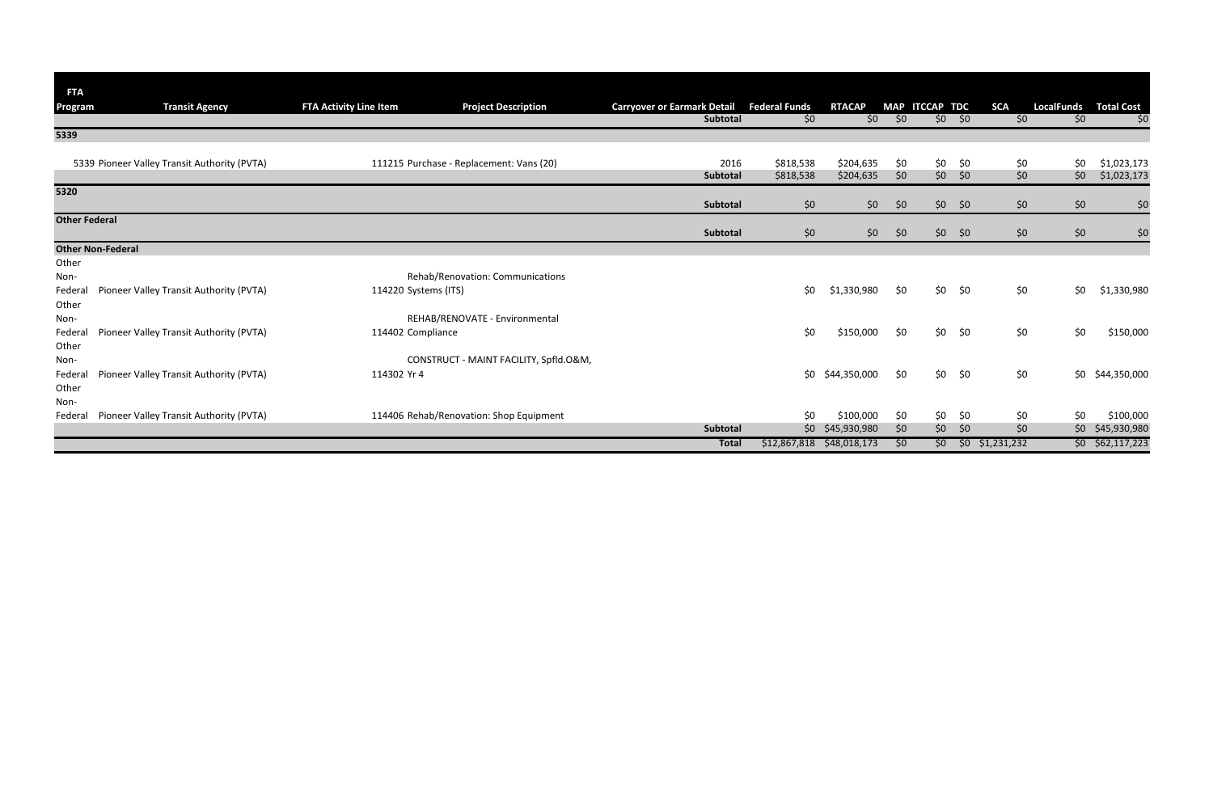| FTA Program | Transit Agency | FTA Activity Line Item | Project Description | Carryover or Earmark Detail | Federal Funds | RTACAP | MAP | ITCCAP | TDC | SCA | LocalFunds | Total Cost |
|---|---|---|---|---|---|---|---|---|---|---|---|---|
| | | | | Subtotal | $0 | $0 | $0 | $0 | $0 | $0 | $0 | $0 |
| **5339** | | | | | | | | | | | | |
| 5339 | Pioneer Valley Transit Authority (PVTA) | 111215 | Purchase - Replacement: Vans (20) | 2016 | $818,538 | $204,635 | $0 | $0 | $0 | $0 | $0 | $1,023,173 |
| | | | | Subtotal | $818,538 | $204,635 | $0 | $0 | $0 | $0 | $0 | $1,023,173 |
| **5320** | | | | | | | | | | | | |
| | | | | Subtotal | $0 | $0 | $0 | $0 | $0 | $0 | $0 | $0 |
| **Other Federal** | | | | | | | | | | | | |
| | | | | Subtotal | $0 | $0 | $0 | $0 | $0 | $0 | $0 | $0 |
| **Other Non-Federal** | | | | | | | | | | | | |
| Other Non-Federal | Pioneer Valley Transit Authority (PVTA) | 114220 | Rehab/Renovation: Communications Systems (ITS) | | $0 | $1,330,980 | $0 | $0 | $0 | $0 | $0 | $1,330,980 |
| Other Non-Federal | Pioneer Valley Transit Authority (PVTA) | 114402 | REHAB/RENOVATE - Environmental Compliance | | $0 | $150,000 | $0 | $0 | $0 | $0 | $0 | $150,000 |
| Other Non-Federal | Pioneer Valley Transit Authority (PVTA) | 114302 | CONSTRUCT - MAINT FACILITY, Spfld.O&M, Yr 4 | | $0 | $44,350,000 | $0 | $0 | $0 | $0 | $0 | $44,350,000 |
| Other Non-Federal | Pioneer Valley Transit Authority (PVTA) | 114406 | Rehab/Renovation: Shop Equipment | | $0 | $100,000 | $0 | $0 | $0 | $0 | $0 | $100,000 |
| | | | | Subtotal | $0 | $45,930,980 | $0 | $0 | $0 | $0 | $0 | $45,930,980 |
| | | | | Total | $12,867,818 | $48,018,173 | $0 | $0 | $0 | $1,231,232 | $0 | $62,117,223 |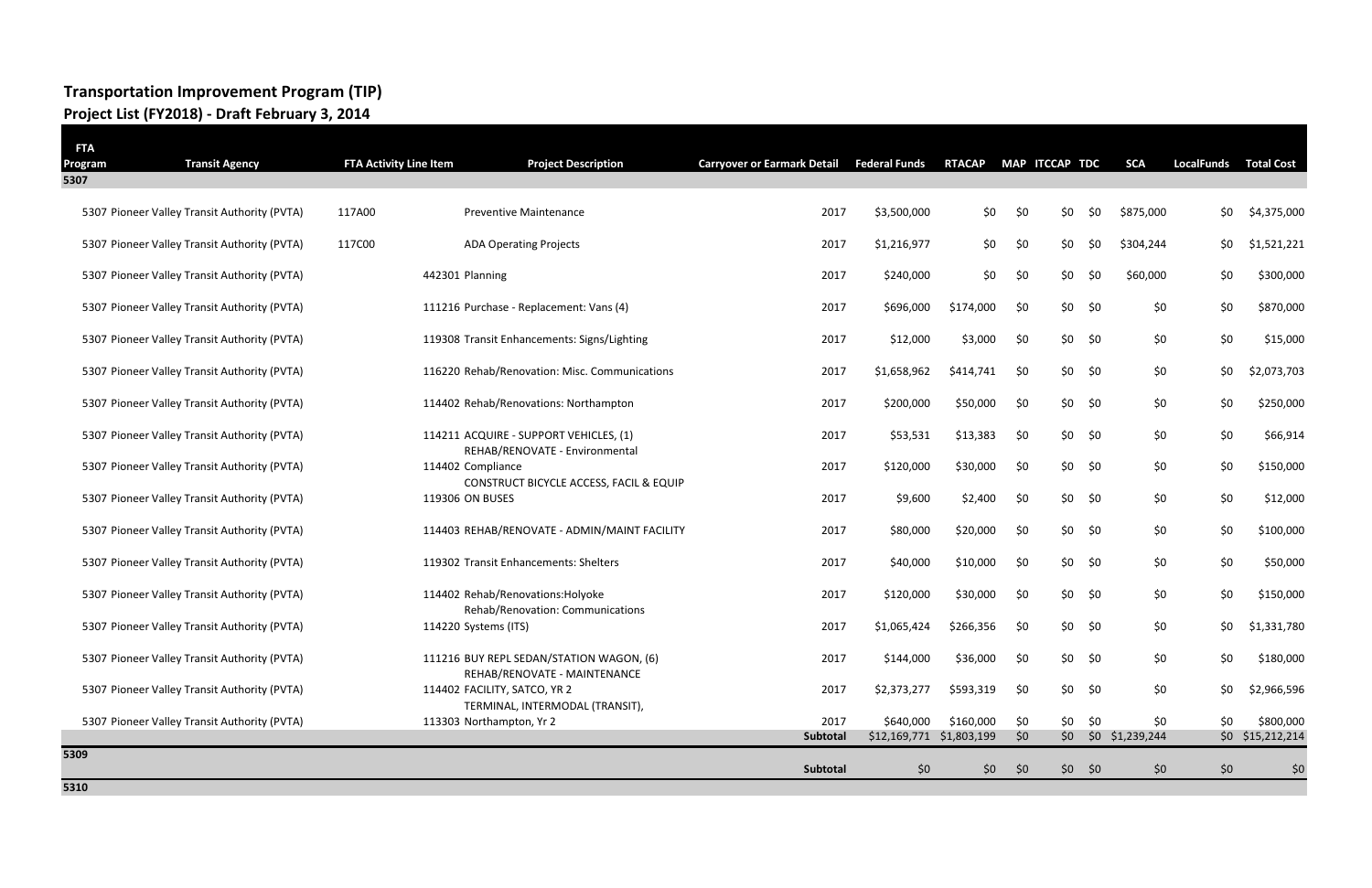# Transportation Improvement Program (TIP)
## Project List (FY2018) - Draft February 3, 2014

| FTA Program | Transit Agency | FTA Activity Line Item | Project Description | Carryover or Earmark Detail | Federal Funds | RTACAP | MAP | ITCCAP | TDC | SCA | LocalFunds | Total Cost |
|---|---|---|---|---|---|---|---|---|---|---|---|---|
| **5307** | | | | | | | | | | | | |
| 5307 | Pioneer Valley Transit Authority (PVTA) | 117A00 | Preventive Maintenance | 2017 | $3,500,000 | $0 | $0 | $0 | $0 | $875,000 | $0 | $4,375,000 |
| 5307 | Pioneer Valley Transit Authority (PVTA) | 117C00 | ADA Operating Projects | 2017 | $1,216,977 | $0 | $0 | $0 | $0 | $304,244 | $0 | $1,521,221 |
| 5307 | Pioneer Valley Transit Authority (PVTA) | 442301 | Planning | 2017 | $240,000 | $0 | $0 | $0 | $0 | $60,000 | $0 | $300,000 |
| 5307 | Pioneer Valley Transit Authority (PVTA) | 111216 | Purchase - Replacement: Vans (4) | 2017 | $696,000 | $174,000 | $0 | $0 | $0 | $0 | $0 | $870,000 |
| 5307 | Pioneer Valley Transit Authority (PVTA) | 119308 | Transit Enhancements: Signs/Lighting | 2017 | $12,000 | $3,000 | $0 | $0 | $0 | $0 | $0 | $15,000 |
| 5307 | Pioneer Valley Transit Authority (PVTA) | 116220 | Rehab/Renovation: Misc. Communications | 2017 | $1,658,962 | $414,741 | $0 | $0 | $0 | $0 | $0 | $2,073,703 |
| 5307 | Pioneer Valley Transit Authority (PVTA) | 114402 | Rehab/Renovations: Northampton | 2017 | $200,000 | $50,000 | $0 | $0 | $0 | $0 | $0 | $250,000 |
| 5307 | Pioneer Valley Transit Authority (PVTA) | 114211 | ACQUIRE - SUPPORT VEHICLES, (1) | 2017 | $53,531 | $13,383 | $0 | $0 | $0 | $0 | $0 | $66,914 |
| 5307 | Pioneer Valley Transit Authority (PVTA) | 114402 | REHAB/RENOVATE - Environmental Compliance | 2017 | $120,000 | $30,000 | $0 | $0 | $0 | $0 | $0 | $150,000 |
| 5307 | Pioneer Valley Transit Authority (PVTA) | 119306 | CONSTRUCT BICYCLE ACCESS, FACIL & EQUIP ON BUSES | 2017 | $9,600 | $2,400 | $0 | $0 | $0 | $0 | $0 | $12,000 |
| 5307 | Pioneer Valley Transit Authority (PVTA) | 114403 | REHAB/RENOVATE - ADMIN/MAINT FACILITY | 2017 | $80,000 | $20,000 | $0 | $0 | $0 | $0 | $0 | $100,000 |
| 5307 | Pioneer Valley Transit Authority (PVTA) | 119302 | Transit Enhancements: Shelters | 2017 | $40,000 | $10,000 | $0 | $0 | $0 | $0 | $0 | $50,000 |
| 5307 | Pioneer Valley Transit Authority (PVTA) | 114402 | Rehab/Renovations:Holyoke | 2017 | $120,000 | $30,000 | $0 | $0 | $0 | $0 | $0 | $150,000 |
| 5307 | Pioneer Valley Transit Authority (PVTA) | 114220 | Rehab/Renovation: Communications Systems (ITS) | 2017 | $1,065,424 | $266,356 | $0 | $0 | $0 | $0 | $0 | $1,331,780 |
| 5307 | Pioneer Valley Transit Authority (PVTA) | 111216 | BUY REPL SEDAN/STATION WAGON, (6) | 2017 | $144,000 | $36,000 | $0 | $0 | $0 | $0 | $0 | $180,000 |
| 5307 | Pioneer Valley Transit Authority (PVTA) | 114402 | REHAB/RENOVATE - MAINTENANCE FACILITY, SATCO, YR 2 | 2017 | $2,373,277 | $593,319 | $0 | $0 | $0 | $0 | $0 | $2,966,596 |
| 5307 | Pioneer Valley Transit Authority (PVTA) | 113303 | TERMINAL, INTERMODAL (TRANSIT), Northampton, Yr 2 | 2017 | $640,000 | $160,000 | $0 | $0 | $0 | $0 | $0 | $800,000 |
| | | | | **Subtotal** | $12,169,771 | $1,803,199 | $0 | $0 | $0 | $1,239,244 | $0 | $15,212,214 |
| **5309** | | | | | | | | | | | | |
| | | | | **Subtotal** | $0 | $0 | $0 | $0 | $0 | $0 | $0 | $0 |
| **5310** | | | | | | | | | | | | |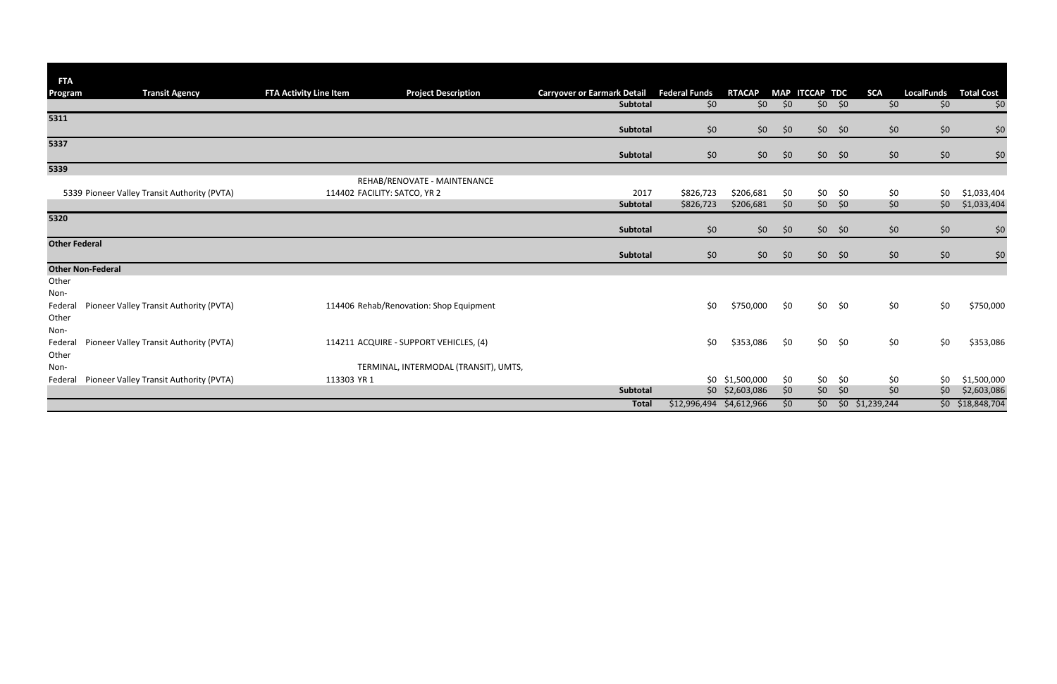| FTA Program | Transit Agency | FTA Activity Line Item | Project Description | Carryover or Earmark Detail | Federal Funds | RTACAP | MAP | ITCCAP | TDC | SCA | LocalFunds | Total Cost |
|---|---|---|---|---|---|---|---|---|---|---|---|---|
| | | | | Subtotal | $0 | $0 | $0 | $0 | $0 | $0 | $0 | $0 |
| **5311** | | | | | | | | | | | | |
| | | | | Subtotal | $0 | $0 | $0 | $0 | $0 | $0 | $0 | $0 |
| **5337** | | | | | | | | | | | | |
| | | | | Subtotal | $0 | $0 | $0 | $0 | $0 | $0 | $0 | $0 |
| **5339** | | | | | | | | | | | | |
| 5339 | Pioneer Valley Transit Authority (PVTA) | 114402 | REHAB/RENOVATE - MAINTENANCE FACILITY: SATCO, YR 2 | 2017 | $826,723 | $206,681 | $0 | $0 | $0 | $0 | $0 | $1,033,404 |
| | | | | Subtotal | $826,723 | $206,681 | $0 | $0 | $0 | $0 | $0 | $1,033,404 |
| **5320** | | | | | | | | | | | | |
| | | | | Subtotal | $0 | $0 | $0 | $0 | $0 | $0 | $0 | $0 |
| **Other Federal** | | | | | | | | | | | | |
| | | | | Subtotal | $0 | $0 | $0 | $0 | $0 | $0 | $0 | $0 |
| **Other Non-Federal** | | | | | | | | | | | | |
| Other Non-Federal | Pioneer Valley Transit Authority (PVTA) | 114406 | Rehab/Renovation: Shop Equipment | | $0 | $750,000 | $0 | $0 | $0 | $0 | $0 | $750,000 |
| Other Non-Federal | Pioneer Valley Transit Authority (PVTA) | 114211 | ACQUIRE - SUPPORT VEHICLES, (4) | | $0 | $353,086 | $0 | $0 | $0 | $0 | $0 | $353,086 |
| Other Non-Federal | Pioneer Valley Transit Authority (PVTA) | 113303 | TERMINAL, INTERMODAL (TRANSIT), UMTS, YR 1 | | $0 | $1,500,000 | $0 | $0 | $0 | $0 | $0 | $1,500,000 |
| | | | | Subtotal | $0 | $2,603,086 | $0 | $0 | $0 | $0 | $0 | $2,603,086 |
| | | | | Total | $12,996,494 | $4,612,966 | $0 | $0 | $0 | $1,239,244 | $0 | $18,848,704 |